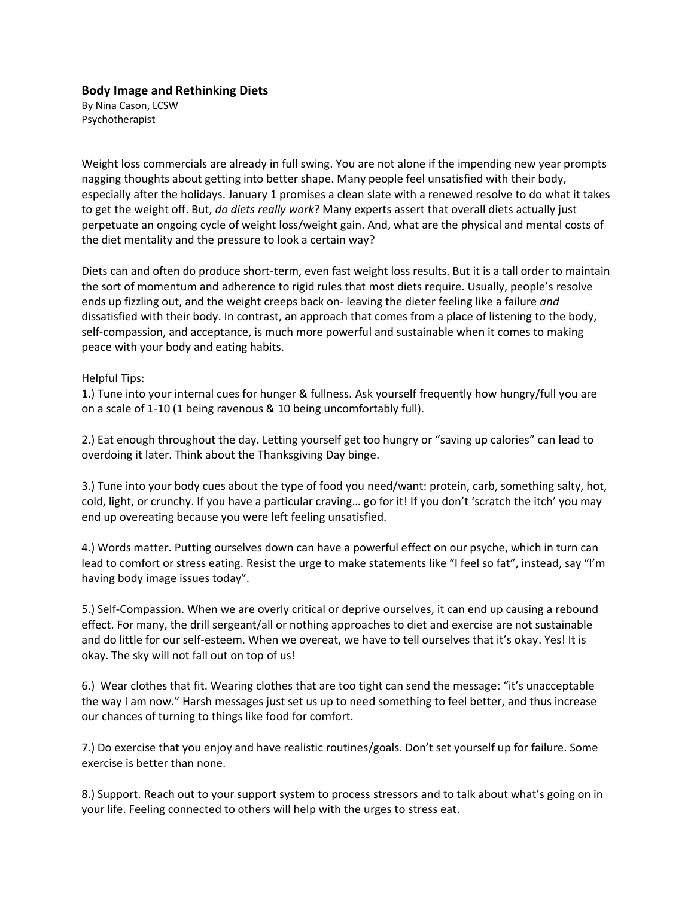**Body Image and Rethinking Diets**

By Nina Cason, LCSW
Psychotherapist

Weight loss commercials are already in full swing. You are not alone if the impending new year prompts nagging thoughts about getting into better shape. Many people feel unsatisfied with their body, especially after the holidays. January 1 promises a clean slate with a renewed resolve to do what it takes to get the weight off. But, *do diets really work*? Many experts assert that overall diets actually just perpetuate an ongoing cycle of weight loss/weight gain. And, what are the physical and mental costs of the diet mentality and the pressure to look a certain way?

Diets can and often do produce short-term, even fast weight loss results. But it is a tall order to maintain the sort of momentum and adherence to rigid rules that most diets require. Usually, people's resolve ends up fizzling out, and the weight creeps back on- leaving the dieter feeling like a failure *and* dissatisfied with their body. In contrast, an approach that comes from a place of listening to the body, self-compassion, and acceptance, is much more powerful and sustainable when it comes to making peace with your body and eating habits.

<u>Helpful Tips:</u>

1.) Tune into your internal cues for hunger & fullness. Ask yourself frequently how hungry/full you are on a scale of 1-10 (1 being ravenous & 10 being uncomfortably full).

2.) Eat enough throughout the day. Letting yourself get too hungry or "saving up calories" can lead to overdoing it later. Think about the Thanksgiving Day binge.

3.) Tune into your body cues about the type of food you need/want: protein, carb, something salty, hot, cold, light, or crunchy. If you have a particular craving… go for it! If you don't 'scratch the itch' you may end up overeating because you were left feeling unsatisfied.

4.) Words matter. Putting ourselves down can have a powerful effect on our psyche, which in turn can lead to comfort or stress eating. Resist the urge to make statements like "I feel so fat", instead, say "I'm having body image issues today".

5.) Self-Compassion. When we are overly critical or deprive ourselves, it can end up causing a rebound effect. For many, the drill sergeant/all or nothing approaches to diet and exercise are not sustainable and do little for our self-esteem. When we overeat, we have to tell ourselves that it's okay. Yes! It is okay. The sky will not fall out on top of us!

6.) Wear clothes that fit. Wearing clothes that are too tight can send the message: "it's unacceptable the way I am now." Harsh messages just set us up to need something to feel better, and thus increase our chances of turning to things like food for comfort.

7.) Do exercise that you enjoy and have realistic routines/goals. Don't set yourself up for failure. Some exercise is better than none.

8.) Support. Reach out to your support system to process stressors and to talk about what's going on in your life. Feeling connected to others will help with the urges to stress eat.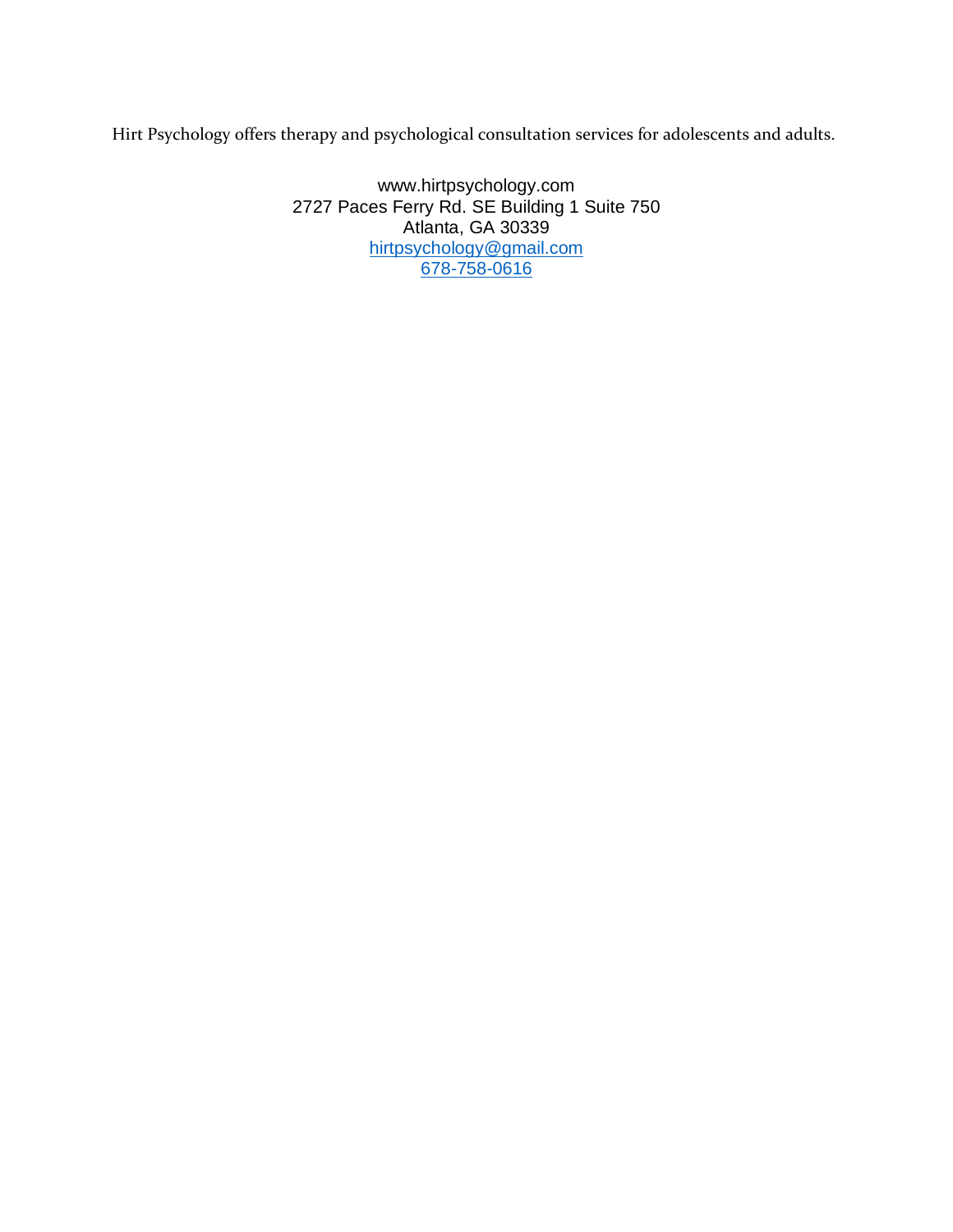Hirt Psychology offers therapy and psychological consultation services for adolescents and adults.

www.hirtpsychology.com  
2727 Paces Ferry Rd. SE Building 1 Suite 750  
Atlanta, GA 30339  
hirtpsychology@gmail.com  
678-758-0616